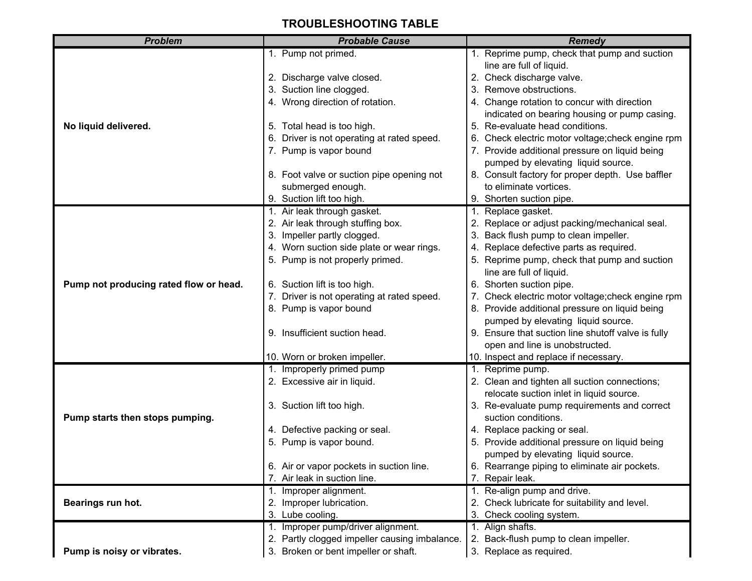## TROUBLESHOOTING TABLE

| *Problem* | *Probable Cause* | *Remedy* |
|---|---|---|
| **No liquid delivered.** | 1. Pump not primed.<br>2. Discharge valve closed.<br>3. Suction line clogged.<br>4. Wrong direction of rotation.<br>5. Total head is too high.<br>6. Driver is not operating at rated speed.<br>7. Pump is vapor bound<br>8. Foot valve or suction pipe opening not submerged enough.<br>9. Suction lift too high. | 1. Reprime pump, check that pump and suction line are full of liquid.<br>2. Check discharge valve.<br>3. Remove obstructions.<br>4. Change rotation to concur with direction indicated on bearing housing or pump casing.<br>5. Re-evaluate head conditions.<br>6. Check electric motor voltage;check engine rpm<br>7. Provide additional pressure on liquid being pumped by elevating liquid source.<br>8. Consult factory for proper depth. Use baffler to eliminate vortices.<br>9. Shorten suction pipe. |
| **Pump not producing rated flow or head.** | 1. Air leak through gasket.<br>2. Air leak through stuffing box.<br>3. Impeller partly clogged.<br>4. Worn suction side plate or wear rings.<br>5. Pump is not properly primed.<br>6. Suction lift is too high.<br>7. Driver is not operating at rated speed.<br>8. Pump is vapor bound<br>9. Insufficient suction head.<br>10. Worn or broken impeller. | 1. Replace gasket.<br>2. Replace or adjust packing/mechanical seal.<br>3. Back flush pump to clean impeller.<br>4. Replace defective parts as required.<br>5. Reprime pump, check that pump and suction line are full of liquid.<br>6. Shorten suction pipe.<br>7. Check electric motor voltage;check engine rpm<br>8. Provide additional pressure on liquid being pumped by elevating liquid source.<br>9. Ensure that suction line shutoff valve is fully open and line is unobstructed.<br>10. Inspect and replace if necessary. |
| **Pump starts then stops pumping.** | 1. Improperly primed pump<br>2. Excessive air in liquid.<br>3. Suction lift too high.<br>4. Defective packing or seal.<br>5. Pump is vapor bound.<br>6. Air or vapor pockets in suction line.<br>7. Air leak in suction line. | 1. Reprime pump.<br>2. Clean and tighten all suction connections; relocate suction inlet in liquid source.<br>3. Re-evaluate pump requirements and correct suction conditions.<br>4. Replace packing or seal.<br>5. Provide additional pressure on liquid being pumped by elevating liquid source.<br>6. Rearrange piping to eliminate air pockets.<br>7. Repair leak. |
| **Bearings run hot.** | 1. Improper alignment.<br>2. Improper lubrication.<br>3. Lube cooling. | 1. Re-align pump and drive.<br>2. Check lubricate for suitability and level.<br>3. Check cooling system. |
| **Pump is noisy or vibrates.** | 1. Improper pump/driver alignment.<br>2. Partly clogged impeller causing imbalance.<br>3. Broken or bent impeller or shaft. | 1. Align shafts.<br>2. Back-flush pump to clean impeller.<br>3. Replace as required. |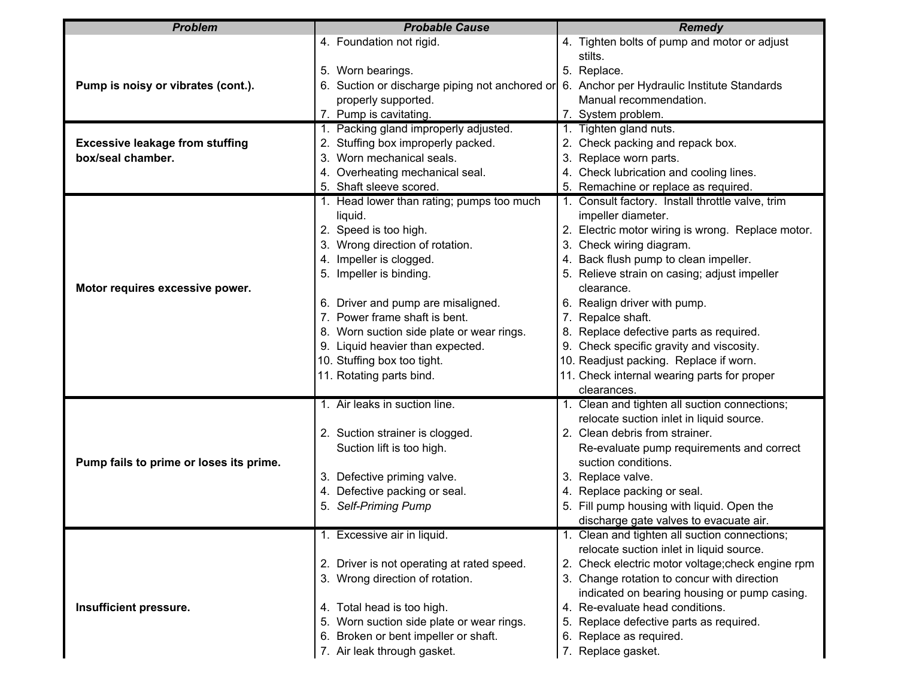| Problem | Probable Cause | Remedy |
|---|---|---|
| **Pump is noisy or vibrates (cont.).** | 4. Foundation not rigid. | 4. Tighten bolts of pump and motor or adjust stilts. |
| | 5. Worn bearings. | 5. Replace. |
| | 6. Suction or discharge piping not anchored or properly supported. | 6. Anchor per Hydraulic Institute Standards Manual recommendation. |
| | 7. Pump is cavitating. | 7. System problem. |
| **Excessive leakage from stuffing box/seal chamber.** | 1. Packing gland improperly adjusted. | 1. Tighten gland nuts. |
| | 2. Stuffing box improperly packed. | 2. Check packing and repack box. |
| | 3. Worn mechanical seals. | 3. Replace worn parts. |
| | 4. Overheating mechanical seal. | 4. Check lubrication and cooling lines. |
| | 5. Shaft sleeve scored. | 5. Remachine or replace as required. |
| **Motor requires excessive power.** | 1. Head lower than rating; pumps too much liquid. | 1. Consult factory. Install throttle valve, trim impeller diameter. |
| | 2. Speed is too high. | 2. Electric motor wiring is wrong. Replace motor. |
| | 3. Wrong direction of rotation. | 3. Check wiring diagram. |
| | 4. Impeller is clogged. | 4. Back flush pump to clean impeller. |
| | 5. Impeller is binding. | 5. Relieve strain on casing; adjust impeller clearance. |
| | 6. Driver and pump are misaligned. | 6. Realign driver with pump. |
| | 7. Power frame shaft is bent. | 7. Repalce shaft. |
| | 8. Worn suction side plate or wear rings. | 8. Replace defective parts as required. |
| | 9. Liquid heavier than expected. | 9. Check specific gravity and viscosity. |
| | 10. Stuffing box too tight. | 10. Readjust packing. Replace if worn. |
| | 11. Rotating parts bind. | 11. Check internal wearing parts for proper clearances. |
| **Pump fails to prime or loses its prime.** | 1. Air leaks in suction line. | 1. Clean and tighten all suction connections; relocate suction inlet in liquid source. |
| | 2. Suction strainer is clogged. | 2. Clean debris from strainer. |
| | Suction lift is too high. | Re-evaluate pump requirements and correct suction conditions. |
| | 3. Defective priming valve. | 3. Replace valve. |
| | 4. Defective packing or seal. | 4. Replace packing or seal. |
| | 5. *Self-Priming Pump* | 5. Fill pump housing with liquid. Open the discharge gate valves to evacuate air. |
| **Insufficient pressure.** | 1. Excessive air in liquid. | 1. Clean and tighten all suction connections; relocate suction inlet in liquid source. |
| | 2. Driver is not operating at rated speed. | 2. Check electric motor voltage;check engine rpm |
| | 3. Wrong direction of rotation. | 3. Change rotation to concur with direction indicated on bearing housing or pump casing. |
| | 4. Total head is too high. | 4. Re-evaluate head conditions. |
| | 5. Worn suction side plate or wear rings. | 5. Replace defective parts as required. |
| | 6. Broken or bent impeller or shaft. | 6. Replace as required. |
| | 7. Air leak through gasket. | 7. Replace gasket. |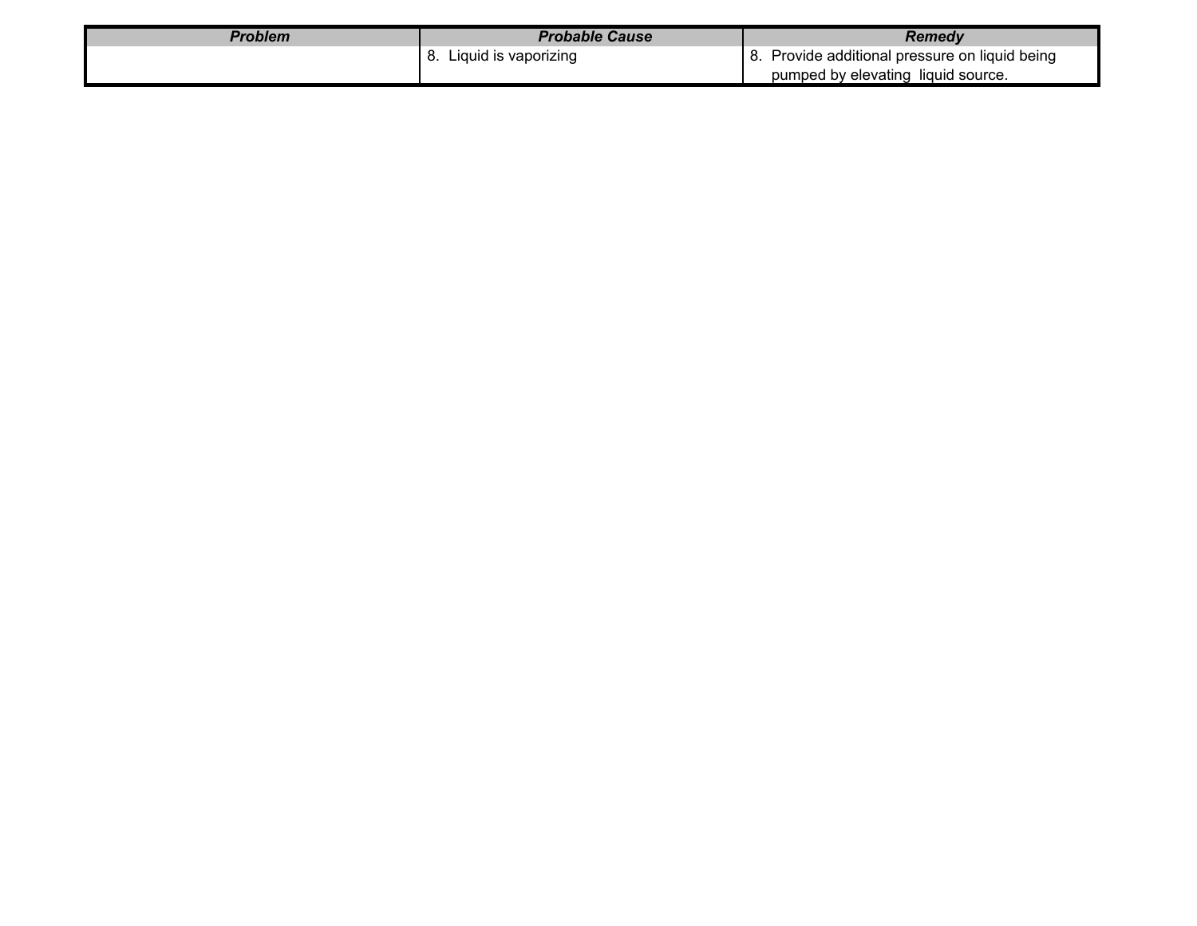| Problem | Probable Cause | Remedy |
| --- | --- | --- |
| | 8. Liquid is vaporizing | 8. Provide additional pressure on liquid being pumped by elevating liquid source. |